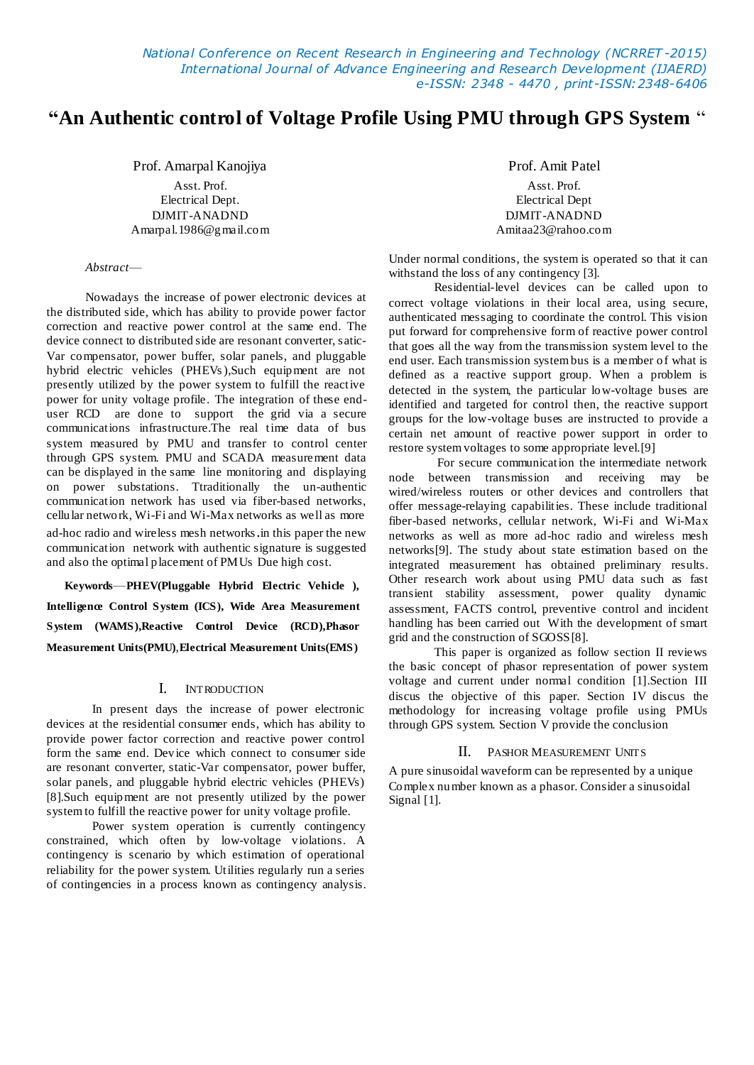# "An Authentic control of Voltage Profile Using PMU through GPS System "

Prof. Amarpal Kanojiya
Asst. Prof.
Electrical Dept.
DJMIT-ANADND
Amarpal.1986@gmail.com

Prof. Amit Patel
Asst. Prof.
Electrical Dept
DJMIT-ANADND
Amitaa23@rahoo.com

*Abstract*—

Nowadays the increase of power electronic devices at the distributed side, which has ability to provide power factor correction and reactive power control at the same end. The device connect to distributed side are resonant converter, satic-Var compensator, power buffer, solar panels, and pluggable hybrid electric vehicles (PHEVs),Such equipment are not presently utilized by the power system to fulfill the reactive power for unity voltage profile. The integration of these end-user RCD are done to support the grid via a secure communications infrastructure.The real time data of bus system measured by PMU and transfer to control center through GPS system. PMU and SCADA measurement data can be displayed in the same line monitoring and displaying on power substations. Ttraditionally the un-authentic communication network has used via fiber-based networks, cellular network, Wi-Fi and Wi-Max networks as well as more ad-hoc radio and wireless mesh networks.in this paper the new communication network with authentic signature is suggested and also the optimal placement of PMUs Due high cost.

**Keywords—PHEV(Pluggable Hybrid Electric Vehicle ), Intelligence Control System (ICS), Wide Area Measurement System (WAMS),Reactive Control Device (RCD),Phasor Measurement Units(PMU),Electrical Measurement Units(EMS)**

## I. Introduction

In present days the increase of power electronic devices at the residential consumer ends, which has ability to provide power factor correction and reactive power control form the same end. Device which connect to consumer side are resonant converter, static-Var compensator, power buffer, solar panels, and pluggable hybrid electric vehicles (PHEVs) [8].Such equipment are not presently utilized by the power system to fulfill the reactive power for unity voltage profile.

Power system operation is currently contingency constrained, which often by low-voltage violations. A contingency is scenario by which estimation of operational reliability for the power system. Utilities regularly run a series of contingencies in a process known as contingency analysis. Under normal conditions, the system is operated so that it can withstand the loss of any contingency [3].

Residential-level devices can be called upon to correct voltage violations in their local area, using secure, authenticated messaging to coordinate the control. This vision put forward for comprehensive form of reactive power control that goes all the way from the transmission system level to the end user. Each transmission system bus is a member of what is defined as a reactive support group. When a problem is detected in the system, the particular low-voltage buses are identified and targeted for control then, the reactive support groups for the low-voltage buses are instructed to provide a certain net amount of reactive power support in order to restore system voltages to some appropriate level.[9]

For secure communication the intermediate network node between transmission and receiving may be wired/wireless routers or other devices and controllers that offer message-relaying capabilities. These include traditional fiber-based networks, cellular network, Wi-Fi and Wi-Max networks as well as more ad-hoc radio and wireless mesh networks[9]. The study about state estimation based on the integrated measurement has obtained preliminary results. Other research work about using PMU data such as fast transient stability assessment, power quality dynamic assessment, FACTS control, preventive control and incident handling has been carried out With the development of smart grid and the construction of SGOSS[8].

This paper is organized as follow section II reviews the basic concept of phasor representation of power system voltage and current under normal condition [1].Section III discus the objective of this paper. Section IV discus the methodology for increasing voltage profile using PMUs through GPS system. Section V provide the conclusion

## II. Pashor Measurement Units

A pure sinusoidal waveform can be represented by a unique Complex number known as a phasor. Consider a sinusoidal Signal [1].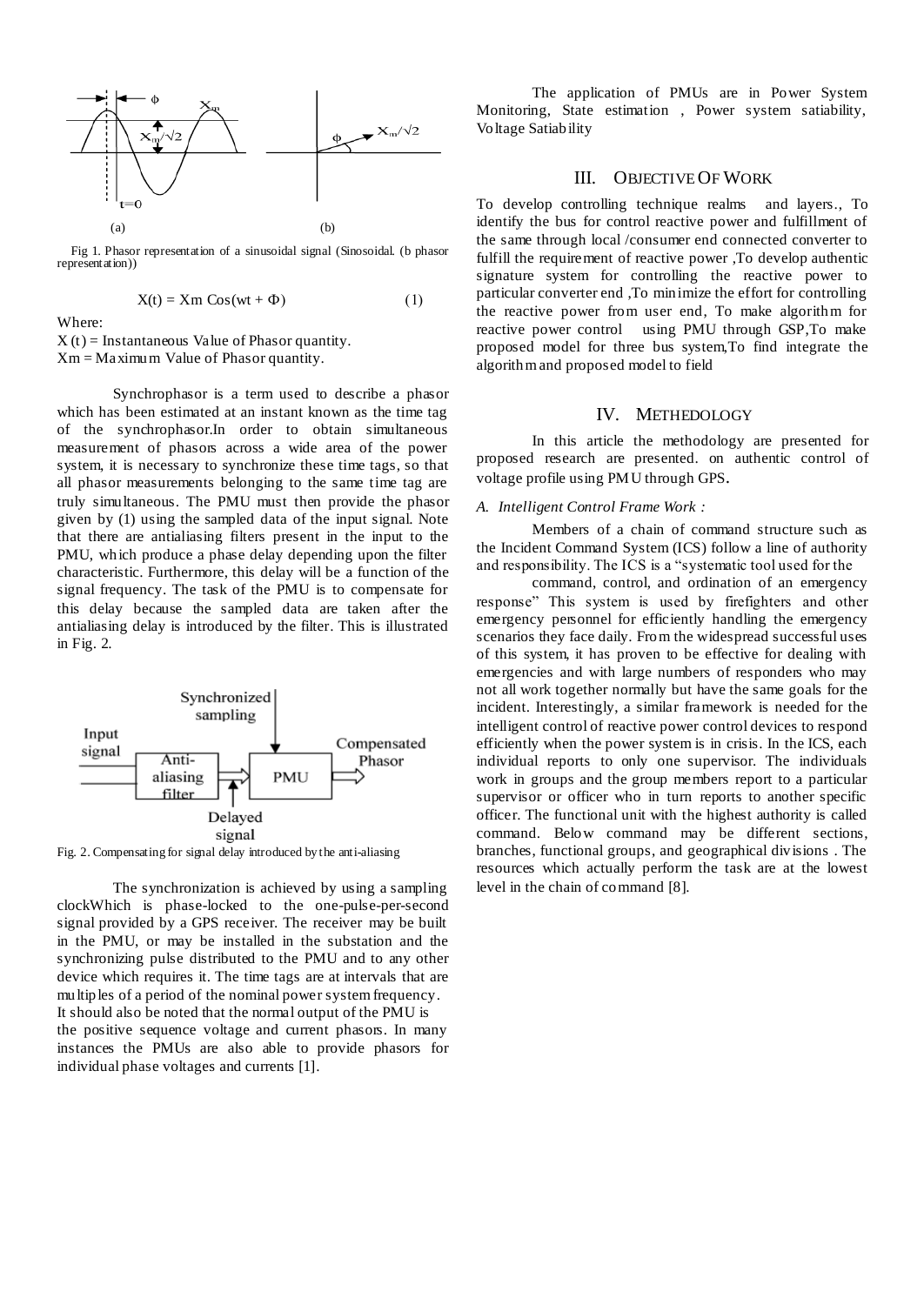Fig 1. Phasor representation of a sinusoidal signal (Sinosoidal. (b phasor representation))

$$X(t) = Xm \, Cos(wt + \Phi) \quad (1)$$

Where:

X (t) = Instantaneous Value of Phasor quantity.

Xm = Maximum Value of Phasor quantity.

Synchrophasor is a term used to describe a phasor which has been estimated at an instant known as the time tag of the synchrophasor.In order to obtain simultaneous measurement of phasors across a wide area of the power system, it is necessary to synchronize these time tags, so that all phasor measurements belonging to the same time tag are truly simultaneous. The PMU must then provide the phasor given by (1) using the sampled data of the input signal. Note that there are antialiasing filters present in the input to the PMU, which produce a phase delay depending upon the filter characteristic. Furthermore, this delay will be a function of the signal frequency. The task of the PMU is to compensate for this delay because the sampled data are taken after the antialiasing delay is introduced by the filter. This is illustrated in Fig. 2.

Fig. 2. Compensating for signal delay introduced by the anti-aliasing

The synchronization is achieved by using a sampling clockWhich is phase-locked to the one-pulse-per-second signal provided by a GPS receiver. The receiver may be built in the PMU, or may be installed in the substation and the synchronizing pulse distributed to the PMU and to any other device which requires it. The time tags are at intervals that are multiples of a period of the nominal power system frequency. It should also be noted that the normal output of the PMU is the positive sequence voltage and current phasors. In many instances the PMUs are also able to provide phasors for individual phase voltages and currents [1].

The application of PMUs are in Power System Monitoring, State estimation , Power system satiability, Voltage Satiability

## III. Objective Of Work

To develop controlling technique realms and layers., To identify the bus for control reactive power and fulfillment of the same through local /consumer end connected converter to fulfill the requirement of reactive power ,To develop authentic signature system for controlling the reactive power to particular converter end ,To minimize the effort for controlling the reactive power from user end, To make algorithm for reactive power control using PMU through GSP,To make proposed model for three bus system,To find integrate the algorithm and proposed model to field

## IV. Methedology

In this article the methodology are presented for proposed research are presented. on authentic control of voltage profile using PMU through GPS.

### *A. Intelligent Control Frame Work :*

Members of a chain of command structure such as the Incident Command System (ICS) follow a line of authority and responsibility. The ICS is a "systematic tool used for the command, control, and ordination of an emergency response" This system is used by firefighters and other emergency personnel for efficiently handling the emergency scenarios they face daily. From the widespread successful uses of this system, it has proven to be effective for dealing with emergencies and with large numbers of responders who may not all work together normally but have the same goals for the incident. Interestingly, a similar framework is needed for the intelligent control of reactive power control devices to respond efficiently when the power system is in crisis. In the ICS, each individual reports to only one supervisor. The individuals work in groups and the group members report to a particular supervisor or officer who in turn reports to another specific officer. The functional unit with the highest authority is called command. Below command may be different sections, branches, functional groups, and geographical divisions . The resources which actually perform the task are at the lowest level in the chain of command [8].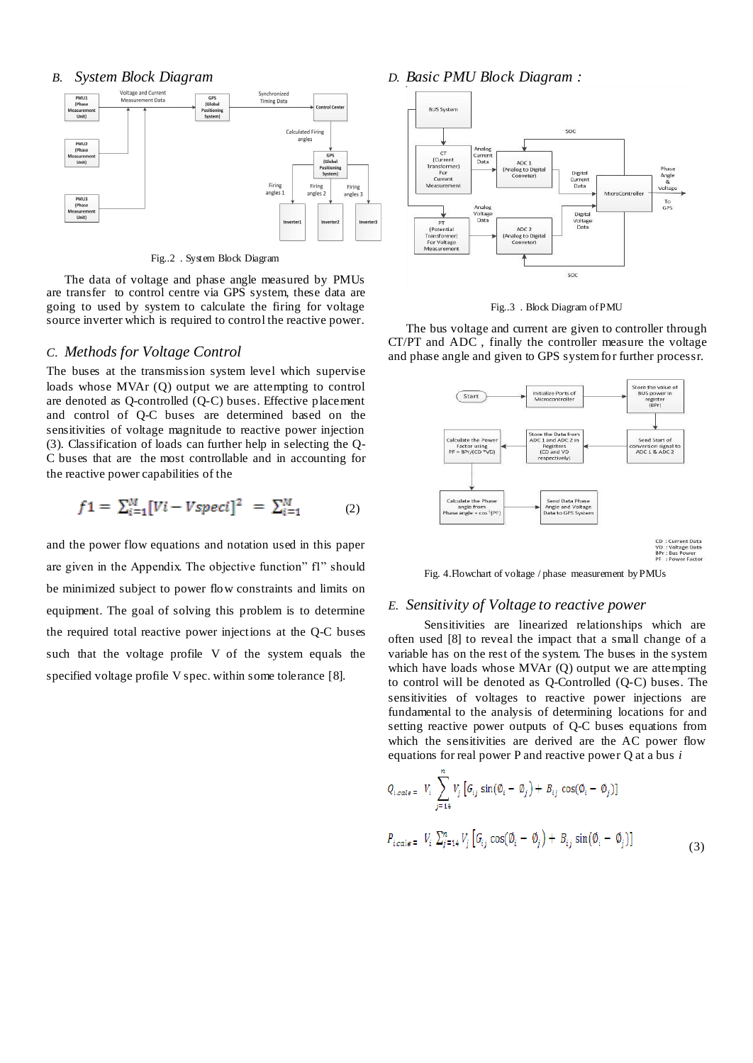## *B. System Block Diagram*

Fig..2 . System Block Diagram

The data of voltage and phase angle measured by PMUs are transfer to control centre via GPS system, these data are going to used by system to calculate the firing for voltage source inverter which is required to control the reactive power.

## *C. Methods for Voltage Control*

The buses at the transmission system level which supervise loads whose MVAr (Q) output we are attempting to control are denoted as Q-controlled (Q-C) buses. Effective placement and control of Q-C buses are determined based on the sensitivities of voltage magnitude to reactive power injection (3). Classification of loads can further help in selecting the Q-C buses that are the most controllable and in accounting for the reactive power capabilities of the

$$f1 = \sum_{i=1}^{M} [Vi - Vspeci]^2 = \sum_{i=1}^{M} \qquad (2)$$

and the power flow equations and notation used in this paper are given in the Appendix. The objective function" f1" should be minimized subject to power flow constraints and limits on equipment. The goal of solving this problem is to determine the required total reactive power injections at the Q-C buses such that the voltage profile V of the system equals the specified voltage profile V spec. within some tolerance [8].

## *D. Basic PMU Block Diagram :*

Fig..3 . Block Diagram of PMU

The bus voltage and current are given to controller through CT/PT and ADC , finally the controller measure the voltage and phase angle and given to GPS system for further processr.

Fig. 4.Flowchart of voltage / phase measurement by PMUs

## *E. Sensitivity of Voltage to reactive power*

Sensitivities are linearized relationships which are often used [8] to reveal the impact that a small change of a variable has on the rest of the system. The buses in the system which have loads whose MVAr (Q) output we are attempting to control will be denoted as Q-Controlled (Q-C) buses. The sensitivities of voltages to reactive power injections are fundamental to the analysis of determining locations for and setting reactive power outputs of Q-C buses equations from which the sensitivities are derived are the AC power flow equations for real power P and reactive power Q at a bus *i*

$$Q_{i,calc} = V_i \sum_{j=14}^{n} V_j \left[ G_{ij} \sin(\emptyset_i - \emptyset_j) + B_{ij} \cos(\emptyset_i - \emptyset_j) \right]$$

$$P_{icalc} = V_i \sum_{j=14}^{n} V_j \left[ G_{ij} \cos(\emptyset_i - \emptyset_j) + B_{ij} \sin(\emptyset_i - \emptyset_j) \right] \qquad (3)$$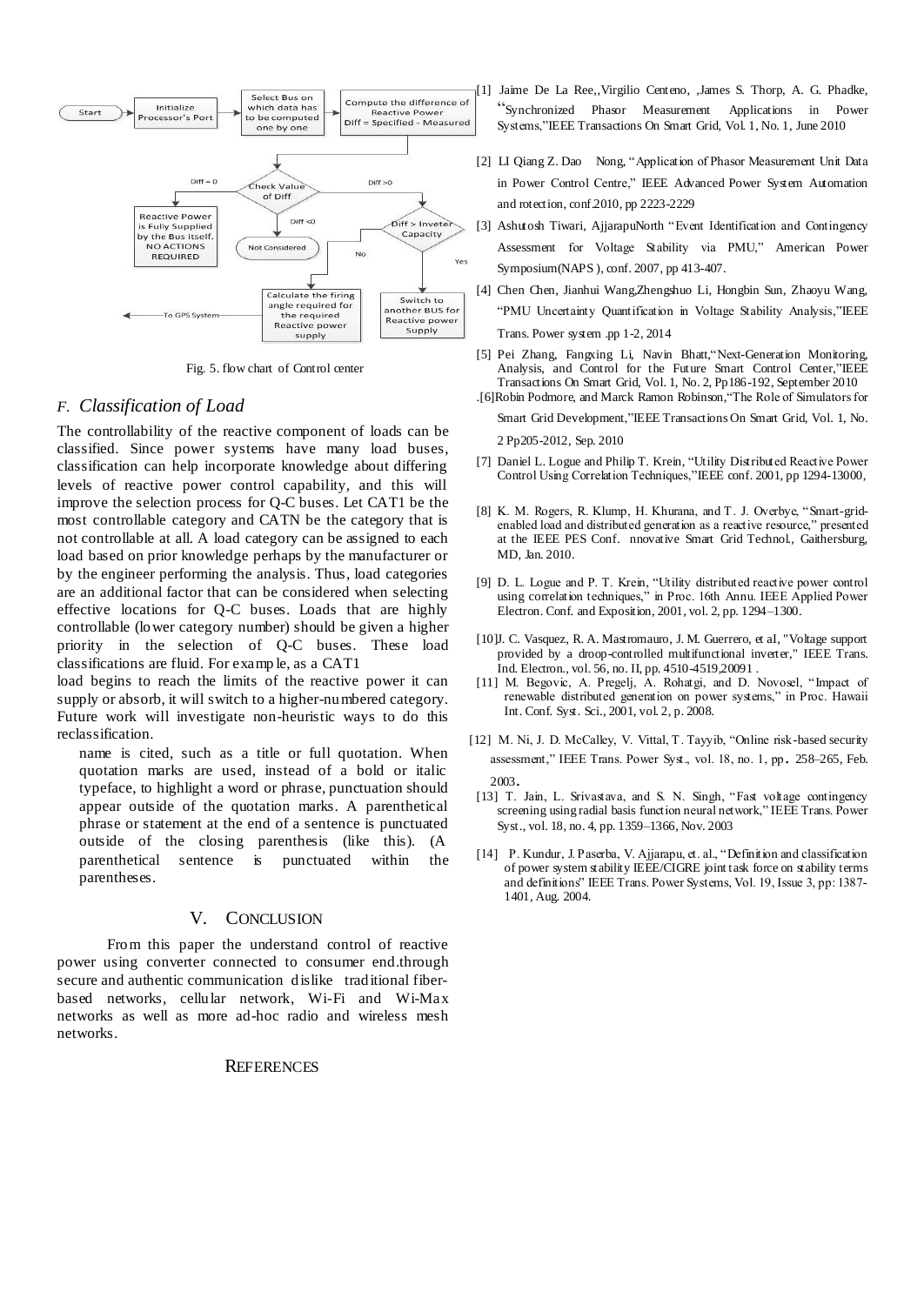Start

Initialize Processor's Port

Select Bus on which data has to be computed one by one

Compute the difference of Reactive Power Diff = Specified - Measured

Diff = 0

Check Value of Diff

Diff >0

Reactive Power is Fully Supplied by the Bus itself. NO ACTIONS REQUIRED

Diff <0

Not Considered

Diff > Inveter Capacity

No

Yes

Calculate the firing angle required for the required Reactive power supply

Switch to another BUS for Reactive power Supply

To GPS System

Fig. 5. flow chart of Control center

### *F. Classification of Load*

The controllability of the reactive component of loads can be classified. Since power systems have many load buses, classification can help incorporate knowledge about differing levels of reactive power control capability, and this will improve the selection process for Q-C buses. Let CAT1 be the most controllable category and CATN be the category that is not controllable at all. A load category can be assigned to each load based on prior knowledge perhaps by the manufacturer or by the engineer performing the analysis. Thus, load categories are an additional factor that can be considered when selecting effective locations for Q-C buses. Loads that are highly controllable (lower category number) should be given a higher priority in the selection of Q-C buses. These load classifications are fluid. For example, as a CAT1 load begins to reach the limits of the reactive power it can supply or absorb, it will switch to a higher-numbered category. Future work will investigate non-heuristic ways to do this reclassification.

name is cited, such as a title or full quotation. When quotation marks are used, instead of a bold or italic typeface, to highlight a word or phrase, punctuation should appear outside of the quotation marks. A parenthetical phrase or statement at the end of a sentence is punctuated outside of the closing parenthesis (like this). (A parenthetical sentence is punctuated within the parentheses.

## V. CONCLUSION

From this paper the understand control of reactive power using converter connected to consumer end.through secure and authentic communication dislike traditional fiber-based networks, cellular network, Wi-Fi and Wi-Max networks as well as more ad-hoc radio and wireless mesh networks.

## REFERENCES

[1] Jaime De La Ree,,Virgilio Centeno, ,James S. Thorp, A. G. Phadke, "Synchronized Phasor Measurement Applications in Power Systems,"IEEE Transactions On Smart Grid, Vol. 1, No. 1, June 2010

[2] LI Qiang Z. Dao Nong, "Application of Phasor Measurement Unit Data in Power Control Centre," IEEE Advanced Power System Automation and rotection, conf.2010, pp 2223-2229

[3] Ashutosh Tiwari, AjjarapuNorth "Event Identification and Contingency Assessment for Voltage Stability via PMU," American Power Symposium(NAPS ), conf. 2007, pp 413-407.

[4] Chen Chen, Jianhui Wang,Zhengshuo Li, Hongbin Sun, Zhaoyu Wang, "PMU Uncertainty Quantification in Voltage Stability Analysis,"IEEE Trans. Power system .pp 1-2, 2014

[5] Pei Zhang, Fangxing Li, Navin Bhatt,"Next-Generation Monitoring, Analysis, and Control for the Future Smart Control Center,"IEEE Transactions On Smart Grid, Vol. 1, No. 2, Pp186-192, September 2010

.[6]Robin Podmore, and Marck Ramon Robinson,"The Role of Simulators for Smart Grid Development,"IEEE Transactions On Smart Grid, Vol. 1, No. 2 Pp205-2012, Sep. 2010

[7] Daniel L. Logue and Philip T. Krein, "Utility Distributed Reactive Power Control Using Correlation Techniques,"IEEE conf. 2001, pp 1294-13000,

[8] K. M. Rogers, R. Klump, H. Khurana, and T. J. Overbye, "Smart-grid-enabled load and distributed generation as a reactive resource," presented at the IEEE PES Conf. nnovative Smart Grid Technol., Gaithersburg, MD, Jan. 2010.

[9] D. L. Logue and P. T. Krein, "Utility distributed reactive power control using correlation techniques," in Proc. 16th Annu. IEEE Applied Power Electron. Conf. and Exposition, 2001, vol. 2, pp. 1294–1300.

[10]J. C. Vasquez, R. A. Mastromauro, J. M. Guerrero, et al, "Voltage support provided by a droop-controlled multifunctional inverter," IEEE Trans. Ind. Electron., vol. 56, no. II, pp. 4510-4519,20091 .

[11] M. Begovic, A. Pregelj, A. Rohatgi, and D. Novosel, "Impact of renewable distributed generation on power systems," in Proc. Hawaii Int. Conf. Syst. Sci., 2001, vol. 2, p. 2008.

[12] M. Ni, J. D. McCalley, V. Vittal, T. Tayyib, "Online risk-based security assessment," IEEE Trans. Power Syst., vol. 18, no. 1, pp. 258–265, Feb. 2003.

[13] T. Jain, L. Srivastava, and S. N. Singh, "Fast voltage contingency screening using radial basis function neural network," IEEE Trans. Power Syst., vol. 18, no. 4, pp. 1359–1366, Nov. 2003

[14] P. Kundur, J. Paserba, V. Ajjarapu, et. al., "Definition and classification of power system stability IEEE/CIGRE joint task force on stability terms and definitions" IEEE Trans. Power Systems, Vol. 19, Issue 3, pp: 1387-1401, Aug. 2004.